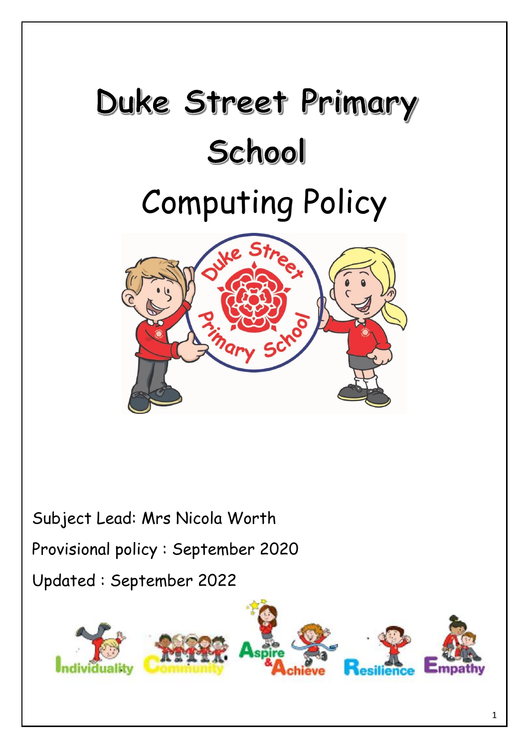# Duke Street Primary School

# Computing Policy

Subject Lead: Mrs Nicola Worth

Provisional policy : September 2020

Updated : September 2022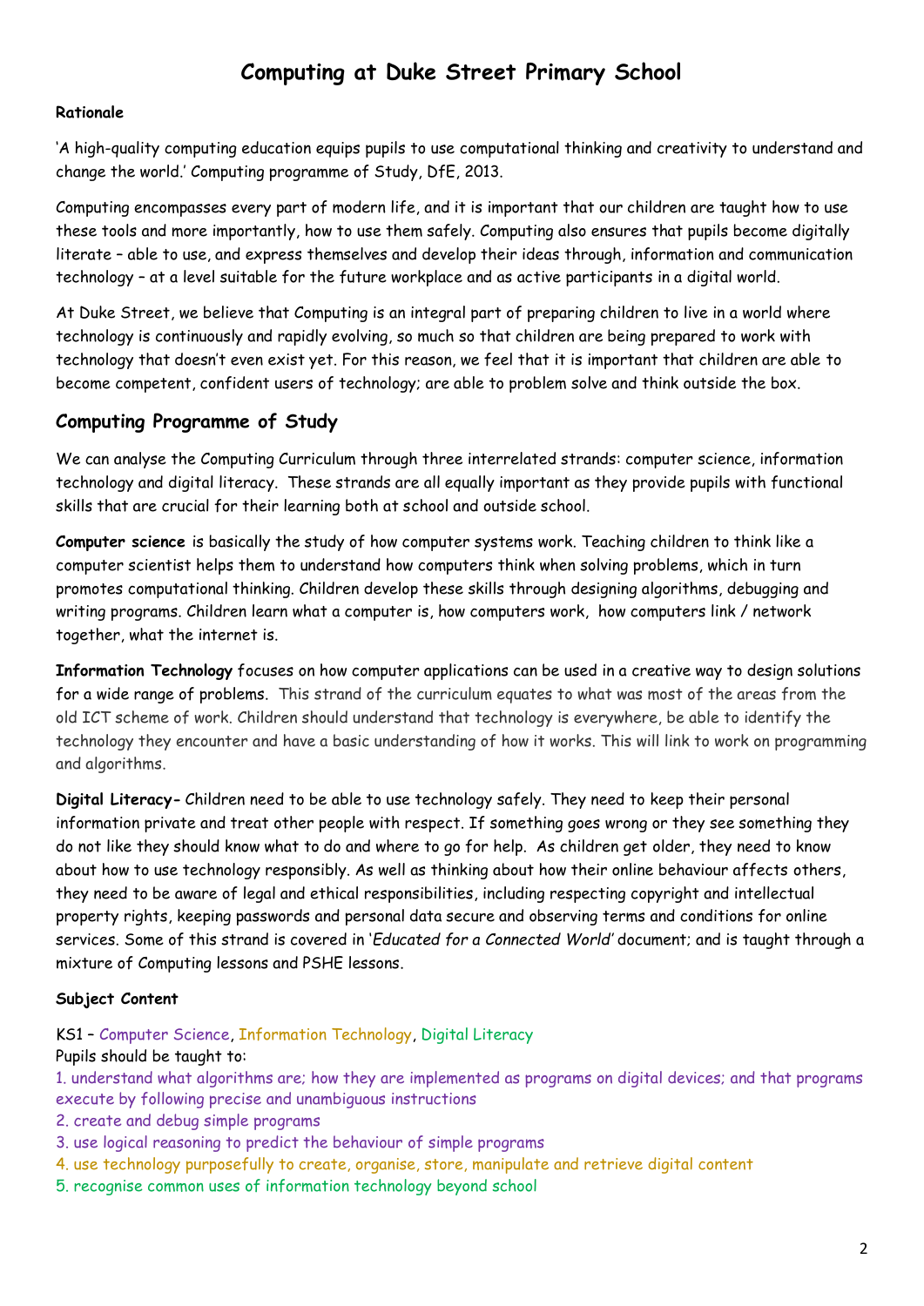# Computing at Duke Street Primary School

**Rationale**

'A high-quality computing education equips pupils to use computational thinking and creativity to understand and change the world.' Computing programme of Study, DfE, 2013.

Computing encompasses every part of modern life, and it is important that our children are taught how to use these tools and more importantly, how to use them safely. Computing also ensures that pupils become digitally literate – able to use, and express themselves and develop their ideas through, information and communication technology – at a level suitable for the future workplace and as active participants in a digital world.

At Duke Street, we believe that Computing is an integral part of preparing children to live in a world where technology is continuously and rapidly evolving, so much so that children are being prepared to work with technology that doesn't even exist yet. For this reason, we feel that it is important that children are able to become competent, confident users of technology; are able to problem solve and think outside the box.

## Computing Programme of Study

We can analyse the Computing Curriculum through three interrelated strands: computer science, information technology and digital literacy. These strands are all equally important as they provide pupils with functional skills that are crucial for their learning both at school and outside school.

**Computer science** is basically the study of how computer systems work. Teaching children to think like a computer scientist helps them to understand how computers think when solving problems, which in turn promotes computational thinking. Children develop these skills through designing algorithms, debugging and writing programs. Children learn what a computer is, how computers work, how computers link / network together, what the internet is.

**Information Technology** focuses on how computer applications can be used in a creative way to design solutions for a wide range of problems. This strand of the curriculum equates to what was most of the areas from the old ICT scheme of work. Children should understand that technology is everywhere, be able to identify the technology they encounter and have a basic understanding of how it works. This will link to work on programming and algorithms.

**Digital Literacy-** Children need to be able to use technology safely. They need to keep their personal information private and treat other people with respect. If something goes wrong or they see something they do not like they should know what to do and where to go for help. As children get older, they need to know about how to use technology responsibly. As well as thinking about how their online behaviour affects others, they need to be aware of legal and ethical responsibilities, including respecting copyright and intellectual property rights, keeping passwords and personal data secure and observing terms and conditions for online services. Some of this strand is covered in '*Educated for a Connected World*' document; and is taught through a mixture of Computing lessons and PSHE lessons.

**Subject Content**

KS1 – Computer Science, Information Technology, Digital Literacy
Pupils should be taught to:

1. understand what algorithms are; how they are implemented as programs on digital devices; and that programs execute by following precise and unambiguous instructions
2. create and debug simple programs
3. use logical reasoning to predict the behaviour of simple programs
4. use technology purposefully to create, organise, store, manipulate and retrieve digital content
5. recognise common uses of information technology beyond school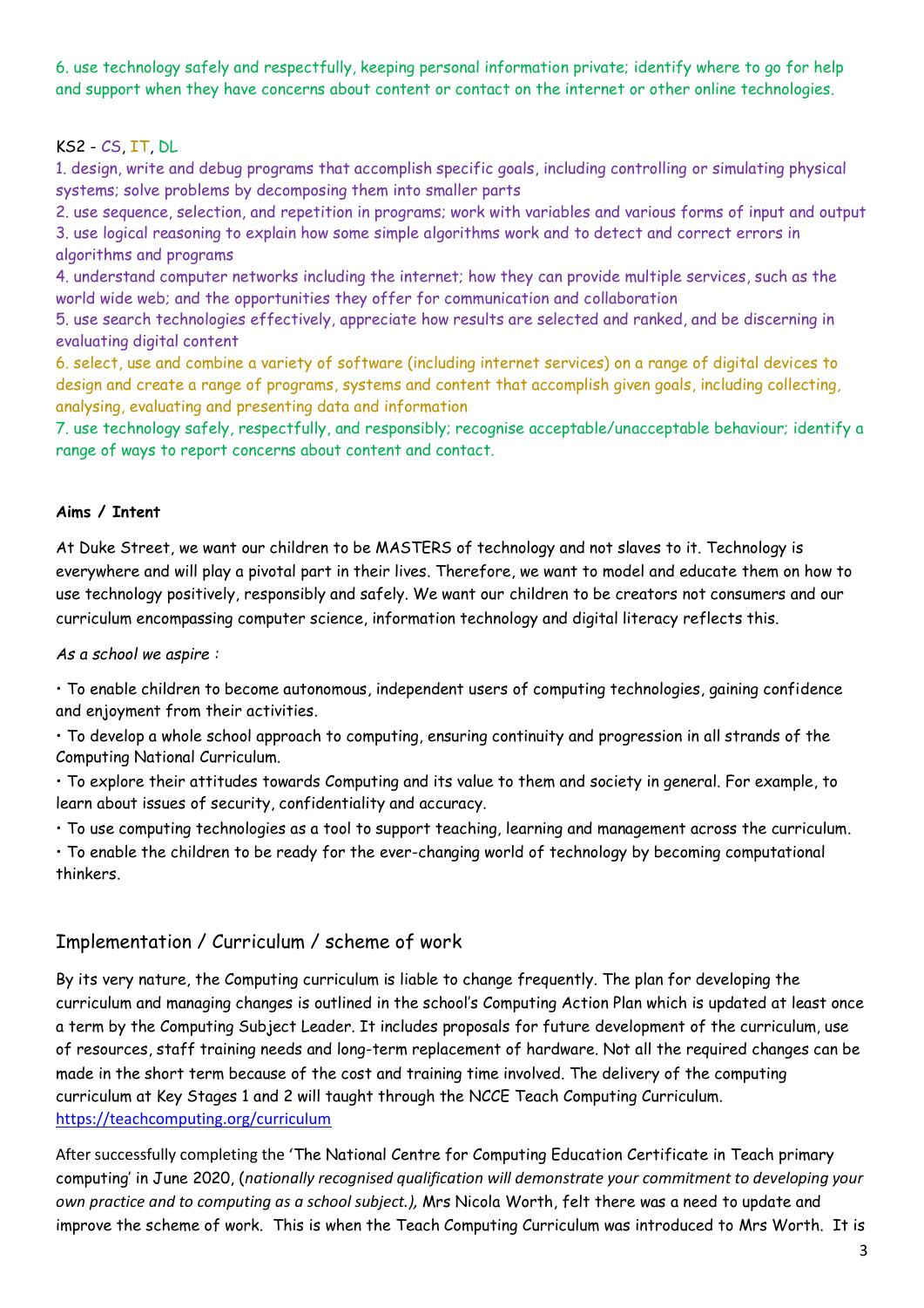6. use technology safely and respectfully, keeping personal information private; identify where to go for help and support when they have concerns about content or contact on the internet or other online technologies.

KS2 - CS, IT, DL

1. design, write and debug programs that accomplish specific goals, including controlling or simulating physical systems; solve problems by decomposing them into smaller parts
2. use sequence, selection, and repetition in programs; work with variables and various forms of input and output
3. use logical reasoning to explain how some simple algorithms work and to detect and correct errors in algorithms and programs
4. understand computer networks including the internet; how they can provide multiple services, such as the world wide web; and the opportunities they offer for communication and collaboration
5. use search technologies effectively, appreciate how results are selected and ranked, and be discerning in evaluating digital content
6. select, use and combine a variety of software (including internet services) on a range of digital devices to design and create a range of programs, systems and content that accomplish given goals, including collecting, analysing, evaluating and presenting data and information
7. use technology safely, respectfully, and responsibly; recognise acceptable/unacceptable behaviour; identify a range of ways to report concerns about content and contact.

**Aims / Intent**

At Duke Street, we want our children to be MASTERS of technology and not slaves to it. Technology is everywhere and will play a pivotal part in their lives. Therefore, we want to model and educate them on how to use technology positively, responsibly and safely. We want our children to be creators not consumers and our curriculum encompassing computer science, information technology and digital literacy reflects this.

*As a school we aspire :*

- To enable children to become autonomous, independent users of computing technologies, gaining confidence and enjoyment from their activities.
- To develop a whole school approach to computing, ensuring continuity and progression in all strands of the Computing National Curriculum.
- To explore their attitudes towards Computing and its value to them and society in general. For example, to learn about issues of security, confidentiality and accuracy.
- To use computing technologies as a tool to support teaching, learning and management across the curriculum.
- To enable the children to be ready for the ever-changing world of technology by becoming computational thinkers.

## Implementation / Curriculum / scheme of work

By its very nature, the Computing curriculum is liable to change frequently. The plan for developing the curriculum and managing changes is outlined in the school's Computing Action Plan which is updated at least once a term by the Computing Subject Leader. It includes proposals for future development of the curriculum, use of resources, staff training needs and long-term replacement of hardware. Not all the required changes can be made in the short term because of the cost and training time involved. The delivery of the computing curriculum at Key Stages 1 and 2 will taught through the NCCE Teach Computing Curriculum. https://teachcomputing.org/curriculum

After successfully completing the 'The National Centre for Computing Education Certificate in Teach primary computing' in June 2020, (*nationally recognised qualification will demonstrate your commitment to developing your own practice and to computing as a school subject.),* Mrs Nicola Worth, felt there was a need to update and improve the scheme of work. This is when the Teach Computing Curriculum was introduced to Mrs Worth. It is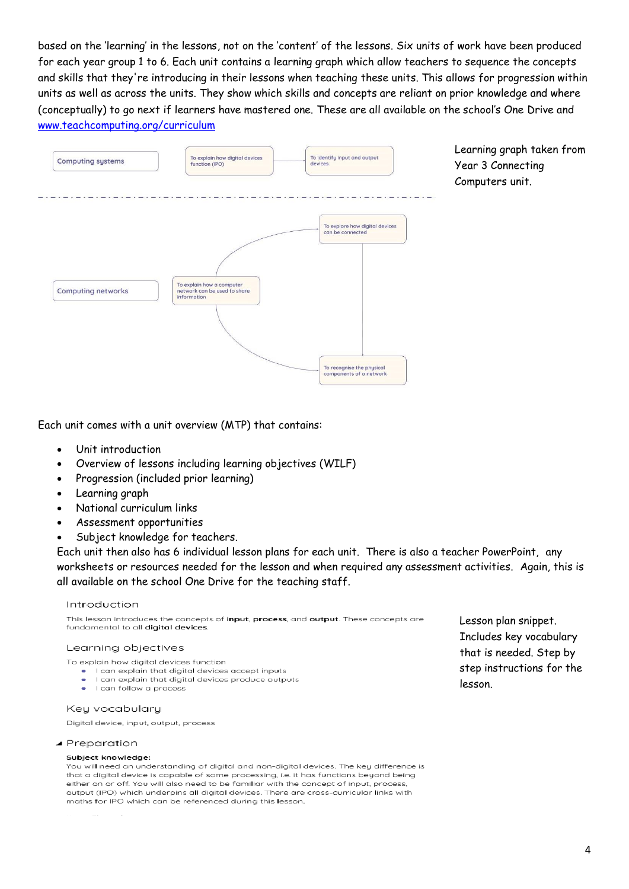based on the 'learning' in the lessons, not on the 'content' of the lessons. Six units of work have been produced for each year group 1 to 6. Each unit contains a learning graph which allow teachers to sequence the concepts and skills that they're introducing in their lessons when teaching these units. This allows for progression within units as well as across the units. They show which skills and concepts are reliant on prior knowledge and where (conceptually) to go next if learners have mastered one. These are all available on the school's One Drive and [www.teachcomputing.org/curriculum](www.teachcomputing.org/curriculum)

Computing systems — To explain how digital devices function (IPO) → To identify input and output devices

Computing networks — To explain how a computer network can be used to share information → To explore how digital devices can be connected → To recognise the physical components of a network

Learning graph taken from Year 3 Connecting Computers unit.

Each unit comes with a unit overview (MTP) that contains:

- Unit introduction
- Overview of lessons including learning objectives (WILF)
- Progression (included prior learning)
- Learning graph
- National curriculum links
- Assessment opportunities
- Subject knowledge for teachers.

Each unit then also has 6 individual lesson plans for each unit. There is also a teacher PowerPoint, any worksheets or resources needed for the lesson and when required any assessment activities. Again, this is all available on the school One Drive for the teaching staff.

Introduction

This lesson introduces the concepts of **input**, **process**, and **output**. These concepts are fundamental to all **digital devices**.

Learning objectives

To explain how digital devices function

- I can explain that digital devices accept inputs
- I can explain that digital devices produce outputs
- I can follow a process

Key vocabulary

Digital device, input, output, process

Preparation

**Subject knowledge:**

You will need an understanding of digital and non-digital devices. The key difference is that a digital device is capable of some processing, i.e. it has functions beyond being either on or off. You will also need to be familiar with the concept of input, process, output (IPO) which underpins all digital devices. There are cross-curricular links with maths for IPO which can be referenced during this lesson.

Lesson plan snippet. Includes key vocabulary that is needed. Step by step instructions for the lesson.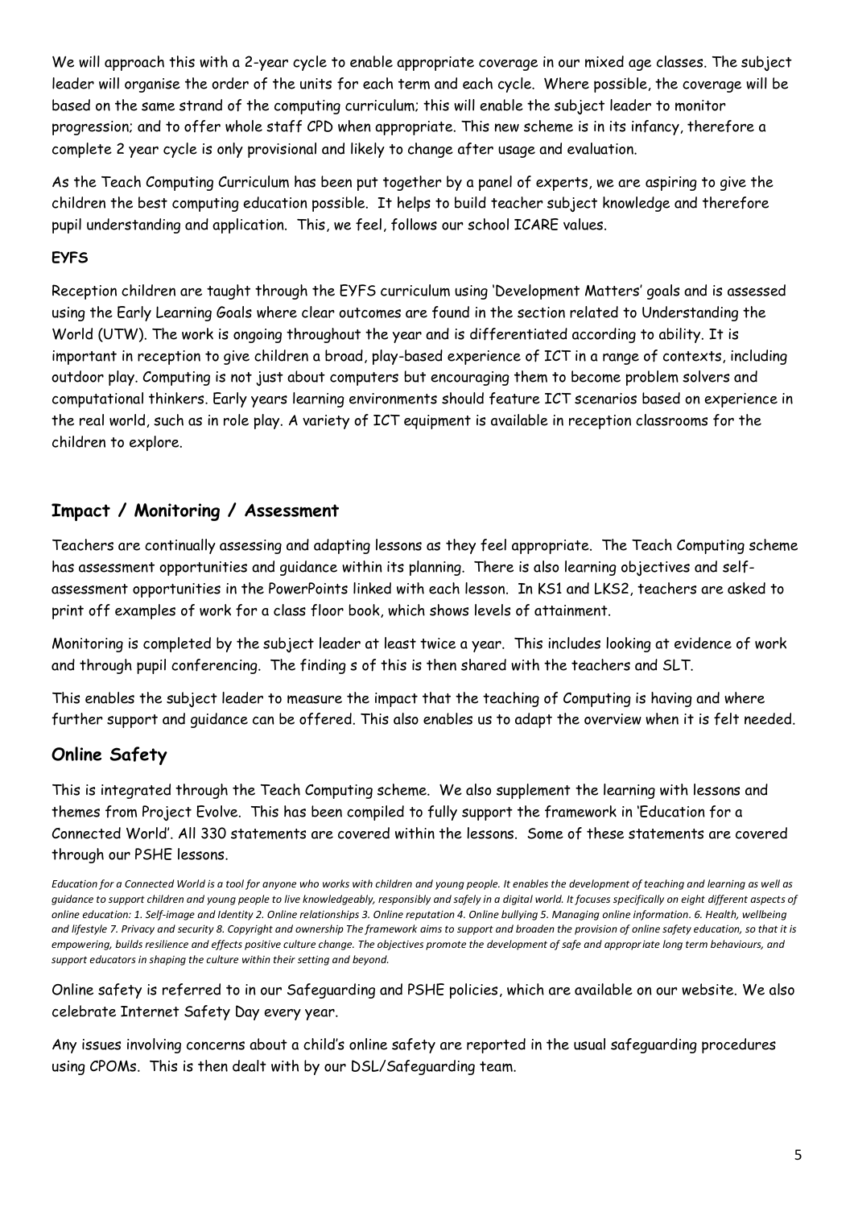We will approach this with a 2-year cycle to enable appropriate coverage in our mixed age classes. The subject leader will organise the order of the units for each term and each cycle. Where possible, the coverage will be based on the same strand of the computing curriculum; this will enable the subject leader to monitor progression; and to offer whole staff CPD when appropriate. This new scheme is in its infancy, therefore a complete 2 year cycle is only provisional and likely to change after usage and evaluation.

As the Teach Computing Curriculum has been put together by a panel of experts, we are aspiring to give the children the best computing education possible. It helps to build teacher subject knowledge and therefore pupil understanding and application. This, we feel, follows our school ICARE values.

**EYFS**

Reception children are taught through the EYFS curriculum using 'Development Matters' goals and is assessed using the Early Learning Goals where clear outcomes are found in the section related to Understanding the World (UTW). The work is ongoing throughout the year and is differentiated according to ability. It is important in reception to give children a broad, play-based experience of ICT in a range of contexts, including outdoor play. Computing is not just about computers but encouraging them to become problem solvers and computational thinkers. Early years learning environments should feature ICT scenarios based on experience in the real world, such as in role play. A variety of ICT equipment is available in reception classrooms for the children to explore.

## Impact / Monitoring / Assessment

Teachers are continually assessing and adapting lessons as they feel appropriate. The Teach Computing scheme has assessment opportunities and guidance within its planning. There is also learning objectives and self-assessment opportunities in the PowerPoints linked with each lesson. In KS1 and LKS2, teachers are asked to print off examples of work for a class floor book, which shows levels of attainment.

Monitoring is completed by the subject leader at least twice a year. This includes looking at evidence of work and through pupil conferencing. The finding s of this is then shared with the teachers and SLT.

This enables the subject leader to measure the impact that the teaching of Computing is having and where further support and guidance can be offered. This also enables us to adapt the overview when it is felt needed.

## Online Safety

This is integrated through the Teach Computing scheme. We also supplement the learning with lessons and themes from Project Evolve. This has been compiled to fully support the framework in 'Education for a Connected World'. All 330 statements are covered within the lessons. Some of these statements are covered through our PSHE lessons.

*Education for a Connected World is a tool for anyone who works with children and young people. It enables the development of teaching and learning as well as guidance to support children and young people to live knowledgeably, responsibly and safely in a digital world. It focuses specifically on eight different aspects of online education: 1. Self-image and Identity 2. Online relationships 3. Online reputation 4. Online bullying 5. Managing online information. 6. Health, wellbeing and lifestyle 7. Privacy and security 8. Copyright and ownership The framework aims to support and broaden the provision of online safety education, so that it is empowering, builds resilience and effects positive culture change. The objectives promote the development of safe and appropriate long term behaviours, and support educators in shaping the culture within their setting and beyond.*

Online safety is referred to in our Safeguarding and PSHE policies, which are available on our website. We also celebrate Internet Safety Day every year.

Any issues involving concerns about a child's online safety are reported in the usual safeguarding procedures using CPOMs. This is then dealt with by our DSL/Safeguarding team.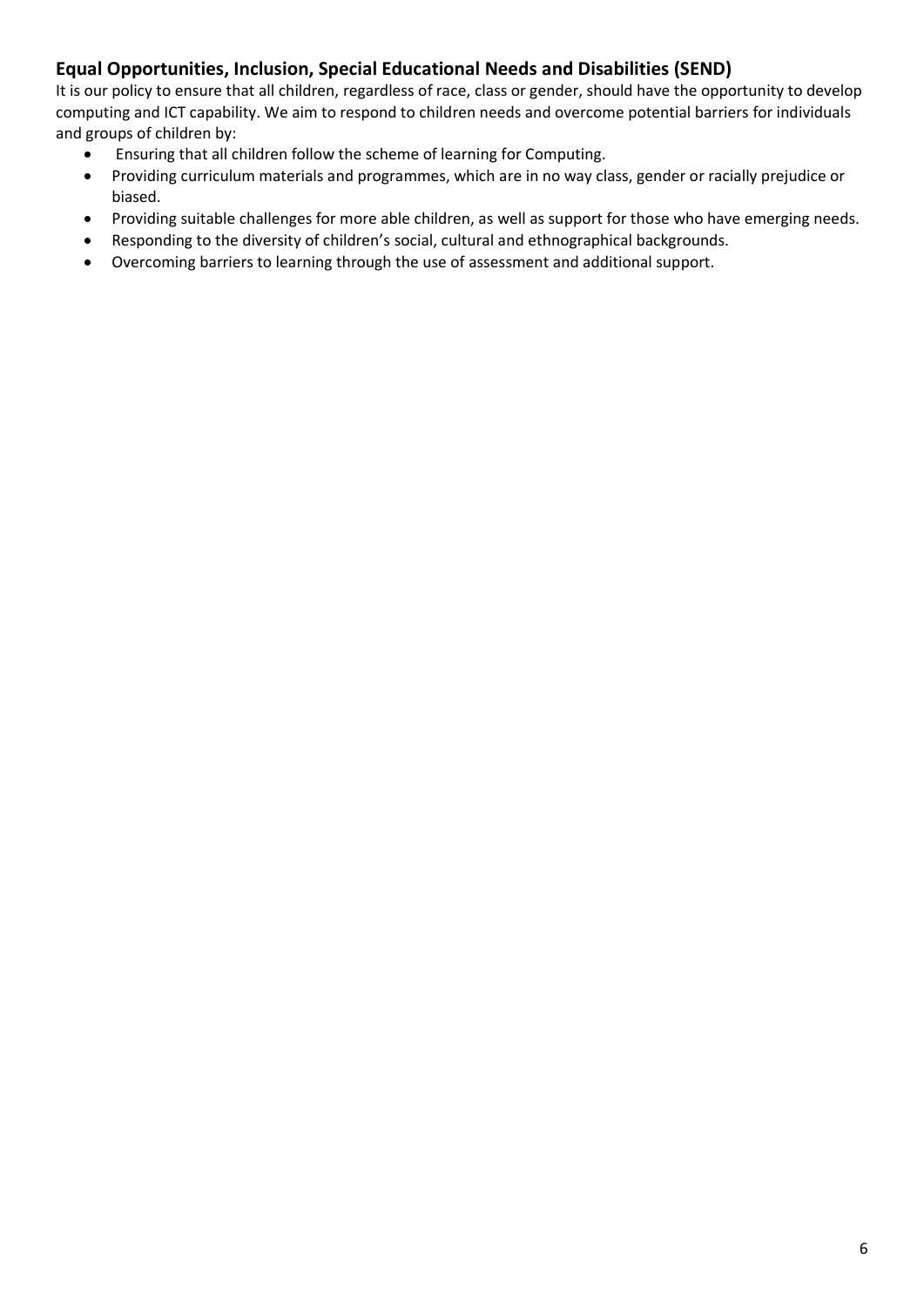## Equal Opportunities, Inclusion, Special Educational Needs and Disabilities (SEND)

It is our policy to ensure that all children, regardless of race, class or gender, should have the opportunity to develop computing and ICT capability. We aim to respond to children needs and overcome potential barriers for individuals and groups of children by:

- Ensuring that all children follow the scheme of learning for Computing.
- Providing curriculum materials and programmes, which are in no way class, gender or racially prejudice or biased.
- Providing suitable challenges for more able children, as well as support for those who have emerging needs.
- Responding to the diversity of children's social, cultural and ethnographical backgrounds.
- Overcoming barriers to learning through the use of assessment and additional support.